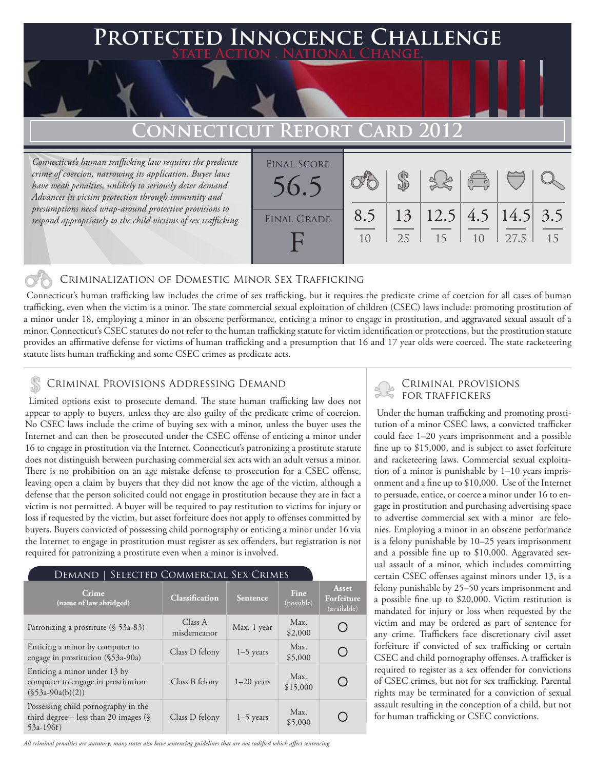# Protected Innocence Challenge

State Action . National Change.

## Connecticut Report Card 2012

*Connecticut's human trafficking law requires the predicate crime of coercion, narrowing its application. Buyer laws have weak penalties, unlikely to seriously deter demand. Advances in victim protection through immunity and presumptions need wrap-around protective provisions to respond appropriately to the child victims of sex trafficking.*

Final Score: 56.5

Final Grade: F

| | | | | | |
|---|---|---|---|---|---|
| 8.5/10 | 13/25 | 12.5/15 | 4.5/10 | 14.5/27.5 | 3.5/15 |

### Criminalization of Domestic Minor Sex Trafficking

Connecticut's human trafficking law includes the crime of sex trafficking, but it requires the predicate crime of coercion for all cases of human trafficking, even when the victim is a minor. The state commercial sexual exploitation of children (CSEC) laws include: promoting prostitution of a minor under 18, employing a minor in an obscene performance, enticing a minor to engage in prostitution, and aggravated sexual assault of a minor. Connecticut's CSEC statutes do not refer to the human trafficking statute for victim identification or protections, but the prostitution statute provides an affirmative defense for victims of human trafficking and a presumption that 16 and 17 year olds were coerced. The state racketeering statute lists human trafficking and some CSEC crimes as predicate acts.

### Criminal Provisions Addressing Demand

Limited options exist to prosecute demand. The state human trafficking law does not appear to apply to buyers, unless they are also guilty of the predicate crime of coercion. No CSEC laws include the crime of buying sex with a minor, unless the buyer uses the Internet and can then be prosecuted under the CSEC offense of enticing a minor under 16 to engage in prostitution via the Internet. Connecticut's patronizing a prostitute statute does not distinguish between purchasing commercial sex acts with an adult versus a minor. There is no prohibition on an age mistake defense to prosecution for a CSEC offense, leaving open a claim by buyers that they did not know the age of the victim, although a defense that the person solicited could not engage in prostitution because they are in fact a victim is not permitted. A buyer will be required to pay restitution to victims for injury or loss if requested by the victim, but asset forfeiture does not apply to offenses committed by buyers. Buyers convicted of possessing child pornography or enticing a minor under 16 via the Internet to engage in prostitution must register as sex offenders, but registration is not required for patronizing a prostitute even when a minor is involved.

#### Demand | Selected Commercial Sex Crimes

| Crime (name of law abridged) | Classification | Sentence | Fine (possible) | Asset Forfeiture (available) |
|---|---|---|---|---|
| Patronizing a prostitute (§ 53a-83) | Class A misdemeanor | Max. 1 year | Max. $2,000 | ○ |
| Enticing a minor by computer to engage in prostitution (§53a-90a) | Class D felony | 1–5 years | Max. $5,000 | ○ |
| Enticing a minor under 13 by computer to engage in prostitution (§53a-90a(b)(2)) | Class B felony | 1–20 years | Max. $15,000 | ○ |
| Possessing child pornography in the third degree – less than 20 images (§ 53a-196f) | Class D felony | 1–5 years | Max. $5,000 | ○ |

*All criminal penalties are statutory; many states also have sentencing guidelines that are not codified which affect sentencing.*

### Criminal provisions for traffickers

Under the human trafficking and promoting prostitution of a minor CSEC laws, a convicted trafficker could face 1–20 years imprisonment and a possible fine up to $15,000, and is subject to asset forfeiture and racketeering laws. Commercial sexual exploitation of a minor is punishable by 1–10 years imprisonment and a fine up to $10,000. Use of the Internet to persuade, entice, or coerce a minor under 16 to engage in prostitution and purchasing advertising space to advertise commercial sex with a minor are felonies. Employing a minor in an obscene performance is a felony punishable by 10–25 years imprisonment and a possible fine up to $10,000. Aggravated sexual assault of a minor, which includes committing certain CSEC offenses against minors under 13, is a felony punishable by 25–50 years imprisonment and a possible fine up to $20,000. Victim restitution is mandated for injury or loss when requested by the victim and may be ordered as part of sentence for any crime. Traffickers face discretionary civil asset forfeiture if convicted of sex trafficking or certain CSEC and child pornography offenses. A trafficker is required to register as a sex offender for convictions of CSEC crimes, but not for sex trafficking. Parental rights may be terminated for a conviction of sexual assault resulting in the conception of a child, but not for human trafficking or CSEC convictions.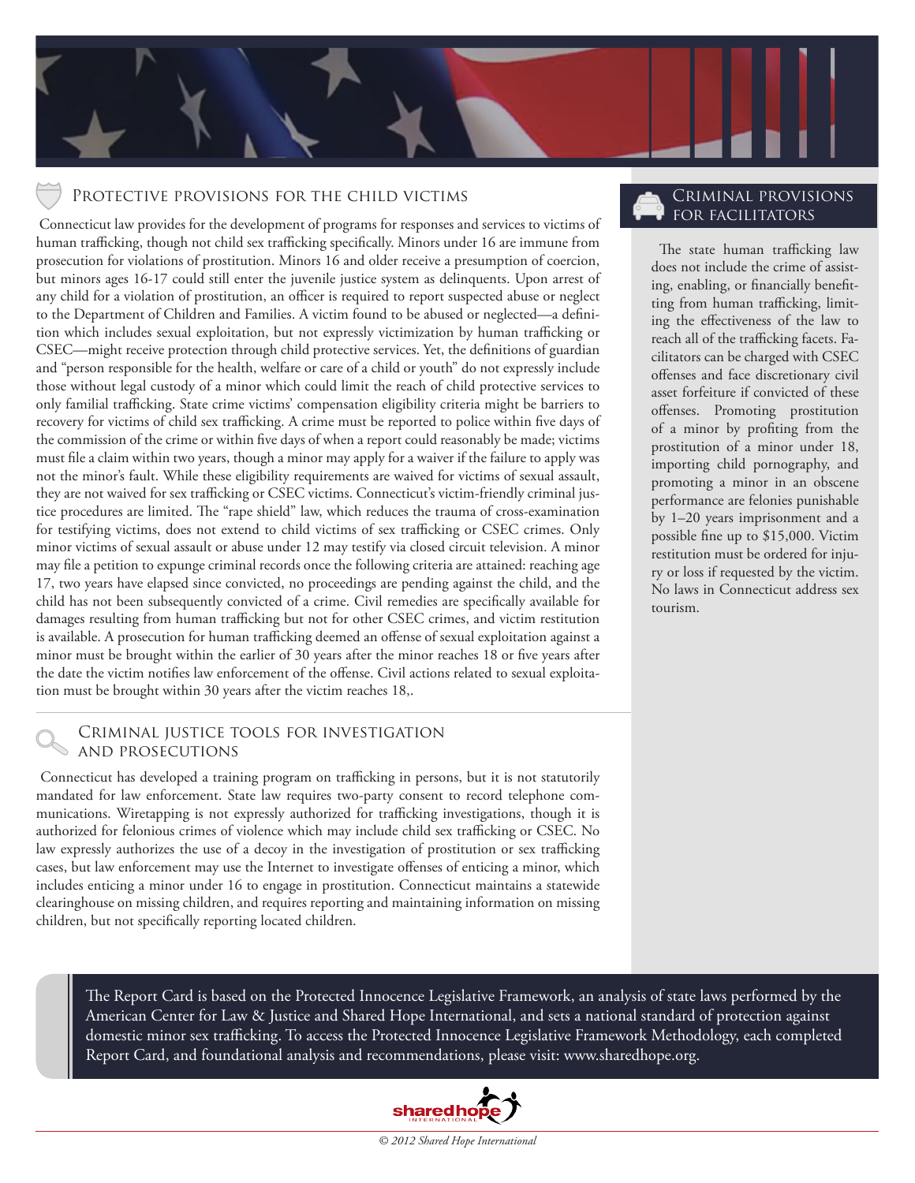## Protective provisions for the child victims

Connecticut law provides for the development of programs for responses and services to victims of human trafficking, though not child sex trafficking specifically. Minors under 16 are immune from prosecution for violations of prostitution. Minors 16 and older receive a presumption of coercion, but minors ages 16-17 could still enter the juvenile justice system as delinquents. Upon arrest of any child for a violation of prostitution, an officer is required to report suspected abuse or neglect to the Department of Children and Families. A victim found to be abused or neglected—a definition which includes sexual exploitation, but not expressly victimization by human trafficking or CSEC—might receive protection through child protective services. Yet, the definitions of guardian and "person responsible for the health, welfare or care of a child or youth" do not expressly include those without legal custody of a minor which could limit the reach of child protective services to only familial trafficking. State crime victims' compensation eligibility criteria might be barriers to recovery for victims of child sex trafficking. A crime must be reported to police within five days of the commission of the crime or within five days of when a report could reasonably be made; victims must file a claim within two years, though a minor may apply for a waiver if the failure to apply was not the minor's fault. While these eligibility requirements are waived for victims of sexual assault, they are not waived for sex trafficking or CSEC victims. Connecticut's victim-friendly criminal justice procedures are limited. The "rape shield" law, which reduces the trauma of cross-examination for testifying victims, does not extend to child victims of sex trafficking or CSEC crimes. Only minor victims of sexual assault or abuse under 12 may testify via closed circuit television. A minor may file a petition to expunge criminal records once the following criteria are attained: reaching age 17, two years have elapsed since convicted, no proceedings are pending against the child, and the child has not been subsequently convicted of a crime. Civil remedies are specifically available for damages resulting from human trafficking but not for other CSEC crimes, and victim restitution is available. A prosecution for human trafficking deemed an offense of sexual exploitation against a minor must be brought within the earlier of 30 years after the minor reaches 18 or five years after the date the victim notifies law enforcement of the offense. Civil actions related to sexual exploitation must be brought within 30 years after the victim reaches 18,.

## Criminal justice tools for investigation and prosecutions

Connecticut has developed a training program on trafficking in persons, but it is not statutorily mandated for law enforcement. State law requires two-party consent to record telephone communications. Wiretapping is not expressly authorized for trafficking investigations, though it is authorized for felonious crimes of violence which may include child sex trafficking or CSEC. No law expressly authorizes the use of a decoy in the investigation of prostitution or sex trafficking cases, but law enforcement may use the Internet to investigate offenses of enticing a minor, which includes enticing a minor under 16 to engage in prostitution. Connecticut maintains a statewide clearinghouse on missing children, and requires reporting and maintaining information on missing children, but not specifically reporting located children.

## Criminal provisions for facilitators

The state human trafficking law does not include the crime of assisting, enabling, or financially benefitting from human trafficking, limiting the effectiveness of the law to reach all of the trafficking facets. Facilitators can be charged with CSEC offenses and face discretionary civil asset forfeiture if convicted of these offenses. Promoting prostitution of a minor by profiting from the prostitution of a minor under 18, importing child pornography, and promoting a minor in an obscene performance are felonies punishable by 1–20 years imprisonment and a possible fine up to $15,000. Victim restitution must be ordered for injury or loss if requested by the victim. No laws in Connecticut address sex tourism.

The Report Card is based on the Protected Innocence Legislative Framework, an analysis of state laws performed by the American Center for Law & Justice and Shared Hope International, and sets a national standard of protection against domestic minor sex trafficking. To access the Protected Innocence Legislative Framework Methodology, each completed Report Card, and foundational analysis and recommendations, please visit: www.sharedhope.org.

sharedhope INTERNATIONAL

*© 2012 Shared Hope International*